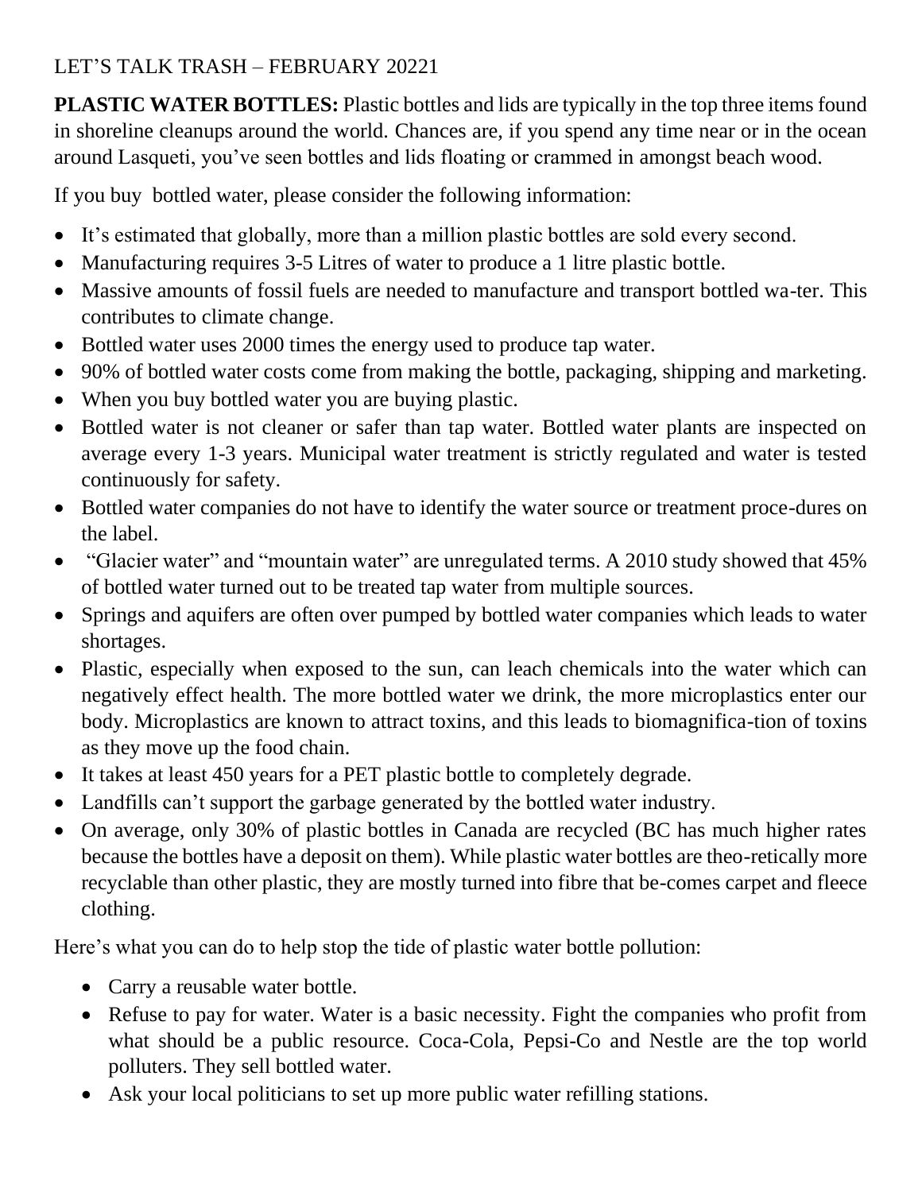LET'S TALK TRASH – FEBRUARY 20221

**PLASTIC WATER BOTTLES:** Plastic bottles and lids are typically in the top three items found in shoreline cleanups around the world. Chances are, if you spend any time near or in the ocean around Lasqueti, you've seen bottles and lids floating or crammed in amongst beach wood.

If you buy bottled water, please consider the following information:

- It's estimated that globally, more than a million plastic bottles are sold every second.
- Manufacturing requires 3-5 Litres of water to produce a 1 litre plastic bottle.
- Massive amounts of fossil fuels are needed to manufacture and transport bottled wa-ter. This contributes to climate change.
- Bottled water uses 2000 times the energy used to produce tap water.
- 90% of bottled water costs come from making the bottle, packaging, shipping and marketing.
- When you buy bottled water you are buying plastic.
- Bottled water is not cleaner or safer than tap water. Bottled water plants are inspected on average every 1-3 years. Municipal water treatment is strictly regulated and water is tested continuously for safety.
- Bottled water companies do not have to identify the water source or treatment proce-dures on the label.
- "Glacier water" and "mountain water" are unregulated terms. A 2010 study showed that 45% of bottled water turned out to be treated tap water from multiple sources.
- Springs and aquifers are often over pumped by bottled water companies which leads to water shortages.
- Plastic, especially when exposed to the sun, can leach chemicals into the water which can negatively effect health. The more bottled water we drink, the more microplastics enter our body. Microplastics are known to attract toxins, and this leads to biomagnifica-tion of toxins as they move up the food chain.
- It takes at least 450 years for a PET plastic bottle to completely degrade.
- Landfills can't support the garbage generated by the bottled water industry.
- On average, only 30% of plastic bottles in Canada are recycled (BC has much higher rates because the bottles have a deposit on them). While plastic water bottles are theo-retically more recyclable than other plastic, they are mostly turned into fibre that be-comes carpet and fleece clothing.

Here's what you can do to help stop the tide of plastic water bottle pollution:

- Carry a reusable water bottle.
- Refuse to pay for water. Water is a basic necessity. Fight the companies who profit from what should be a public resource. Coca-Cola, Pepsi-Co and Nestle are the top world polluters. They sell bottled water.
- Ask your local politicians to set up more public water refilling stations.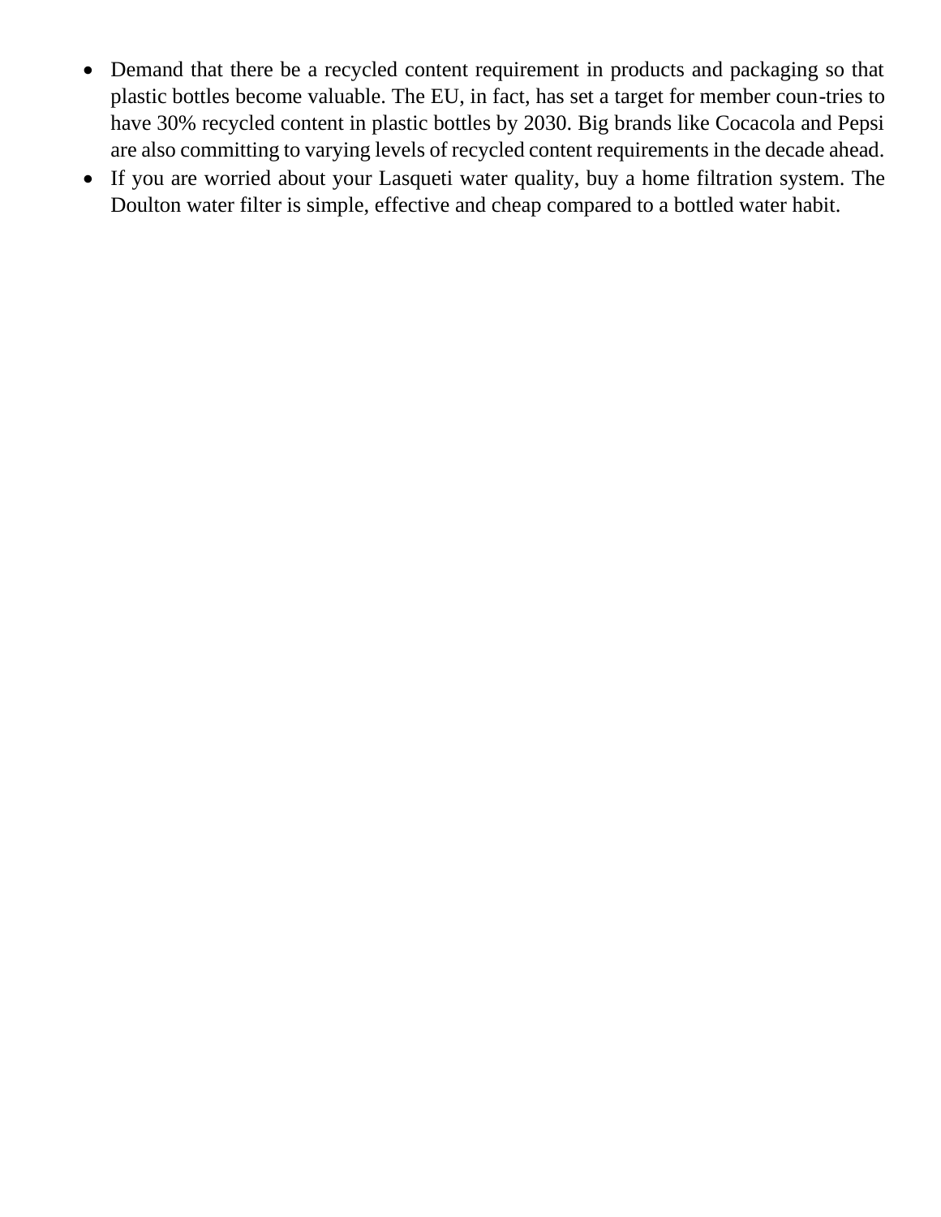- Demand that there be a recycled content requirement in products and packaging so that plastic bottles become valuable. The EU, in fact, has set a target for member coun-tries to have 30% recycled content in plastic bottles by 2030. Big brands like Cocacola and Pepsi are also committing to varying levels of recycled content requirements in the decade ahead.
- If you are worried about your Lasqueti water quality, buy a home filtration system. The Doulton water filter is simple, effective and cheap compared to a bottled water habit.